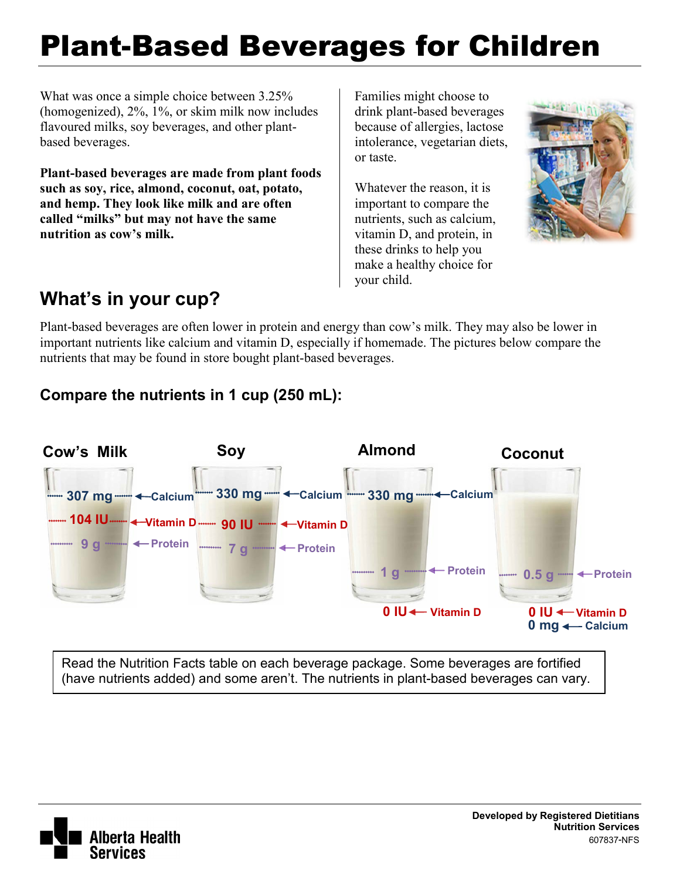# Plant-Based Beverages for Children

What was once a simple choice between 3.25% (homogenized), 2%, 1%, or skim milk now includes flavoured milks, soy beverages, and other plant-based beverages.

**Plant-based beverages are made from plant foods such as soy, rice, almond, coconut, oat, potato, and hemp. They look like milk and are often called "milks" but may not have the same nutrition as cow's milk.**

Families might choose to drink plant-based beverages because of allergies, lactose intolerance, vegetarian diets, or taste.

Whatever the reason, it is important to compare the nutrients, such as calcium, vitamin D, and protein, in these drinks to help you make a healthy choice for your child.

## What's in your cup?

Plant-based beverages are often lower in protein and energy than cow's milk. They may also be lower in important nutrients like calcium and vitamin D, especially if homemade. The pictures below compare the nutrients that may be found in store bought plant-based beverages.

### Compare the nutrients in 1 cup (250 mL):

| | Cow's Milk | Soy | Almond | Coconut |
|---|---|---|---|---|
| Calcium | 307 mg | 330 mg | 330 mg | 0 mg |
| Vitamin D | 104 IU | 90 IU | 0 IU | 0 IU |
| Protein | 9 g | 7 g | 1 g | 0.5 g |

Read the Nutrition Facts table on each beverage package. Some beverages are fortified (have nutrients added) and some aren't. The nutrients in plant-based beverages can vary.

Alberta Health Services

**Developed by Registered Dietitians**
**Nutrition Services**
607837-NFS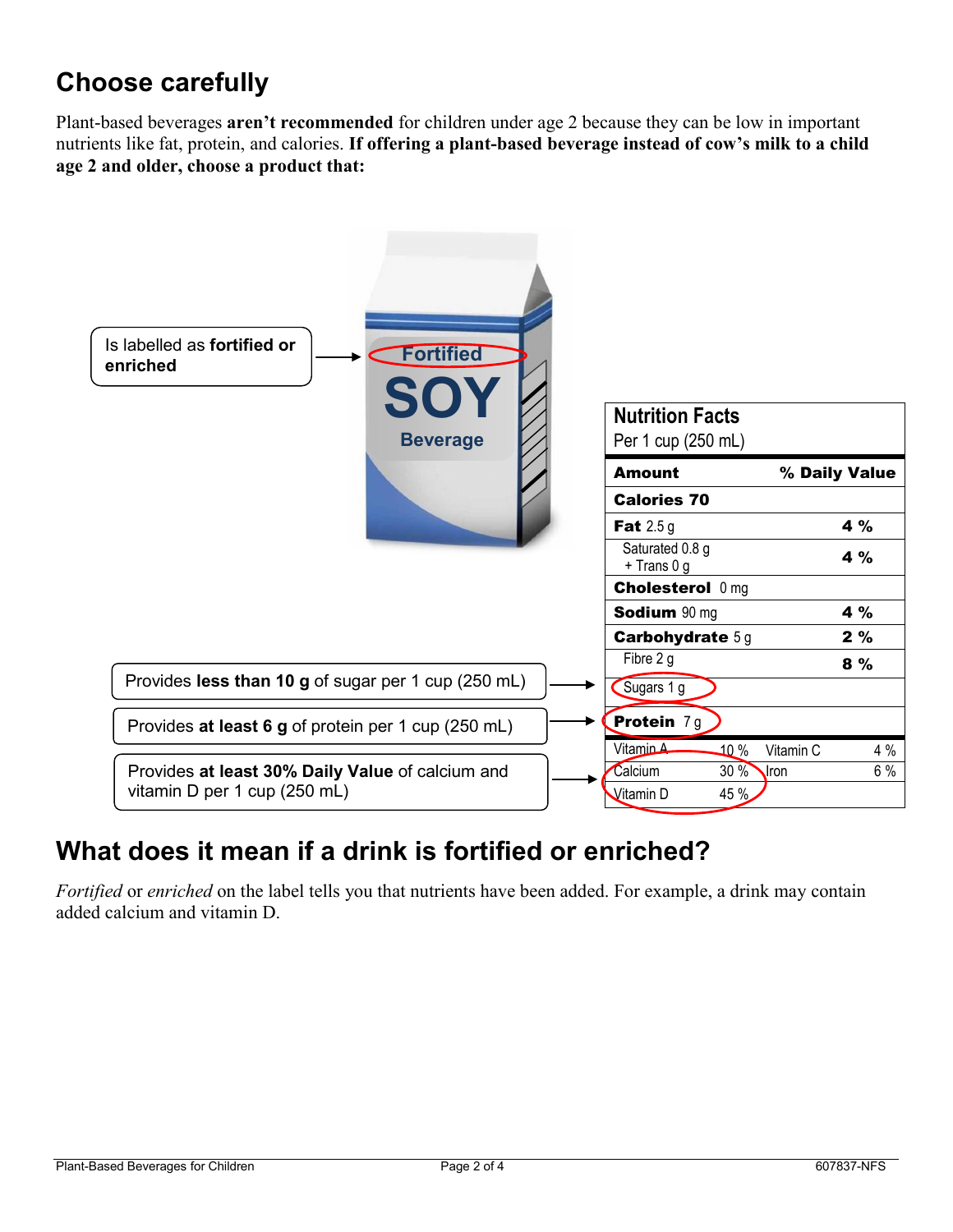## Choose carefully

Plant-based beverages **aren't recommended** for children under age 2 because they can be low in important nutrients like fat, protein, and calories. **If offering a plant-based beverage instead of cow's milk to a child age 2 and older, choose a product that:**

- Is labelled as **fortified or enriched**
- Provides **less than 10 g** of sugar per 1 cup (250 mL)
- Provides **at least 6 g** of protein per 1 cup (250 mL)
- Provides **at least 30% Daily Value** of calcium and vitamin D per 1 cup (250 mL)

Fortified SOY Beverage

| Nutrition Facts Per 1 cup (250 mL) | | | |
|---|---|---|---|
| **Amount** | | | **% Daily Value** |
| **Calories 70** | | | |
| **Fat** 2.5 g | | | **4 %** |
| Saturated 0.8 g + Trans 0 g | | | **4 %** |
| **Cholesterol** 0 mg | | | |
| **Sodium** 90 mg | | | **4 %** |
| **Carbohydrate** 5 g | | | **2 %** |
| Fibre 2 g | | | **8 %** |
| Sugars 1 g | | | |
| **Protein** 7 g | | | |
| Vitamin A | 10 % | Vitamin C | 4 % |
| Calcium | 30 % | Iron | 6 % |
| Vitamin D | 45 % | | |

## What does it mean if a drink is fortified or enriched?

*Fortified* or *enriched* on the label tells you that nutrients have been added. For example, a drink may contain added calcium and vitamin D.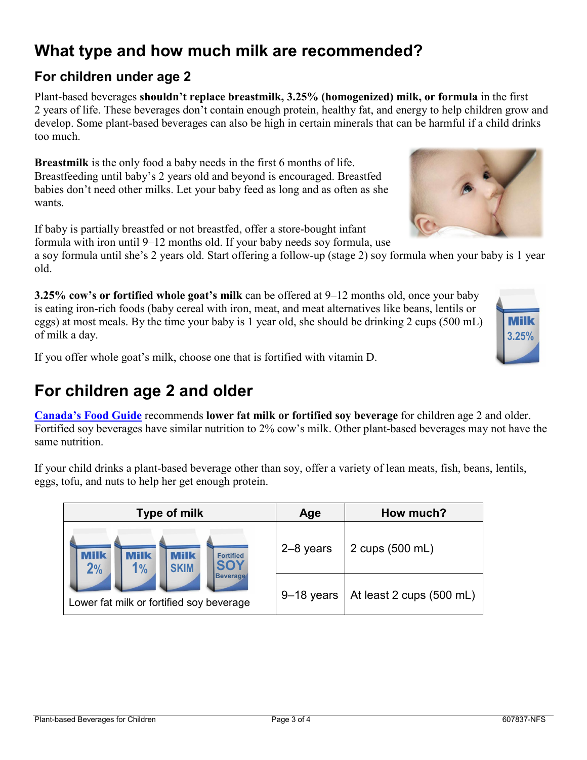# What type and how much milk are recommended?

## For children under age 2

Plant-based beverages **shouldn't replace breastmilk, 3.25% (homogenized) milk, or formula** in the first 2 years of life. These beverages don't contain enough protein, healthy fat, and energy to help children grow and develop. Some plant-based beverages can also be high in certain minerals that can be harmful if a child drinks too much.

**Breastmilk** is the only food a baby needs in the first 6 months of life. Breastfeeding until baby's 2 years old and beyond is encouraged. Breastfed babies don't need other milks. Let your baby feed as long and as often as she wants.

If baby is partially breastfed or not breastfed, offer a store-bought infant formula with iron until 9–12 months old. If your baby needs soy formula, use a soy formula until she's 2 years old. Start offering a follow-up (stage 2) soy formula when your baby is 1 year old.

**3.25% cow's or fortified whole goat's milk** can be offered at 9–12 months old, once your baby is eating iron-rich foods (baby cereal with iron, meat, and meat alternatives like beans, lentils or eggs) at most meals. By the time your baby is 1 year old, she should be drinking 2 cups (500 mL) of milk a day.

If you offer whole goat's milk, choose one that is fortified with vitamin D.

# For children age 2 and older

Canada's Food Guide recommends **lower fat milk or fortified soy beverage** for children age 2 and older. Fortified soy beverages have similar nutrition to 2% cow's milk. Other plant-based beverages may not have the same nutrition.

If your child drinks a plant-based beverage other than soy, offer a variety of lean meats, fish, beans, lentils, eggs, tofu, and nuts to help her get enough protein.

| Type of milk | Age | How much? |
|---|---|---|
| Milk 2%, Milk 1%, Milk SKIM, Fortified SOY Beverage<br>Lower fat milk or fortified soy beverage | 2–8 years | 2 cups (500 mL) |
| | 9–18 years | At least 2 cups (500 mL) |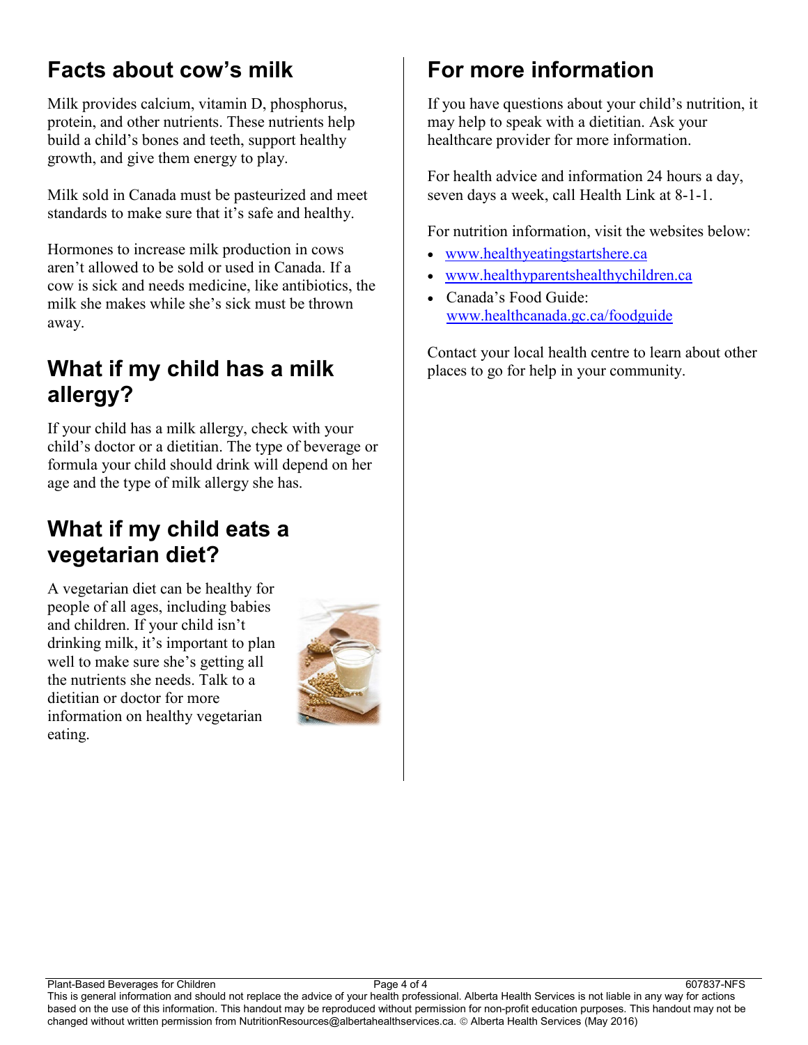## Facts about cow's milk

Milk provides calcium, vitamin D, phosphorus, protein, and other nutrients. These nutrients help build a child's bones and teeth, support healthy growth, and give them energy to play.

Milk sold in Canada must be pasteurized and meet standards to make sure that it's safe and healthy.

Hormones to increase milk production in cows aren't allowed to be sold or used in Canada. If a cow is sick and needs medicine, like antibiotics, the milk she makes while she's sick must be thrown away.

## What if my child has a milk allergy?

If your child has a milk allergy, check with your child's doctor or a dietitian. The type of beverage or formula your child should drink will depend on her age and the type of milk allergy she has.

## What if my child eats a vegetarian diet?

A vegetarian diet can be healthy for people of all ages, including babies and children. If your child isn't drinking milk, it's important to plan well to make sure she's getting all the nutrients she needs. Talk to a dietitian or doctor for more information on healthy vegetarian eating.

## For more information

If you have questions about your child's nutrition, it may help to speak with a dietitian. Ask your healthcare provider for more information.

For health advice and information 24 hours a day, seven days a week, call Health Link at 8-1-1.

For nutrition information, visit the websites below:

- www.healthyeatingstartshere.ca
- www.healthyparentshealthychildren.ca
- Canada's Food Guide: www.healthcanada.gc.ca/foodguide

Contact your local health centre to learn about other places to go for help in your community.

This is general information and should not replace the advice of your health professional. Alberta Health Services is not liable in any way for actions based on the use of this information. This handout may be reproduced without permission for non-profit education purposes. This handout may not be changed without written permission from NutritionResources@albertahealthservices.ca. © Alberta Health Services (May 2016)